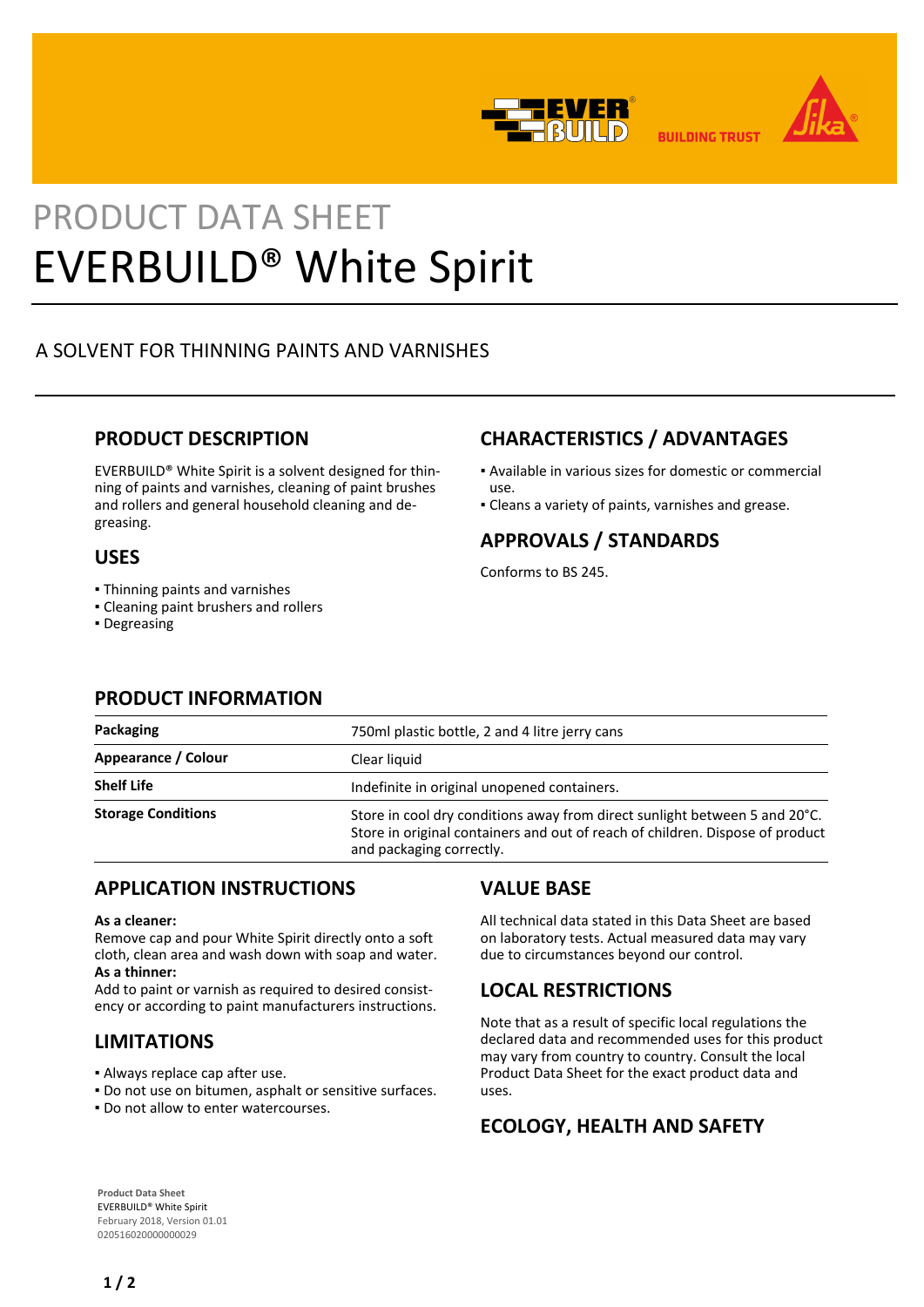PRODUCT DATA SHEET

# EVERBUILD® White Spirit

A SOLVENT FOR THINNING PAINTS AND VARNISHES

## PRODUCT DESCRIPTION

EVERBUILD® White Spirit is a solvent designed for thinning of paints and varnishes, cleaning of paint brushes and rollers and general household cleaning and degreasing.

## USES

- Thinning paints and varnishes
- Cleaning paint brushers and rollers
- Degreasing

## CHARACTERISTICS / ADVANTAGES

- Available in various sizes for domestic or commercial use.
- Cleans a variety of paints, varnishes and grease.

## APPROVALS / STANDARDS

Conforms to BS 245.

## PRODUCT INFORMATION

| | |
|---|---|
| **Packaging** | 750ml plastic bottle, 2 and 4 litre jerry cans |
| **Appearance / Colour** | Clear liquid |
| **Shelf Life** | Indefinite in original unopened containers. |
| **Storage Conditions** | Store in cool dry conditions away from direct sunlight between 5 and 20°C. Store in original containers and out of reach of children. Dispose of product and packaging correctly. |

## APPLICATION INSTRUCTIONS

**As a cleaner:**
Remove cap and pour White Spirit directly onto a soft cloth, clean area and wash down with soap and water.
**As a thinner:**
Add to paint or varnish as required to desired consistency or according to paint manufacturers instructions.

## LIMITATIONS

- Always replace cap after use.
- Do not use on bitumen, asphalt or sensitive surfaces.
- Do not allow to enter watercourses.

## VALUE BASE

All technical data stated in this Data Sheet are based on laboratory tests. Actual measured data may vary due to circumstances beyond our control.

## LOCAL RESTRICTIONS

Note that as a result of specific local regulations the declared data and recommended uses for this product may vary from country to country. Consult the local Product Data Sheet for the exact product data and uses.

## ECOLOGY, HEALTH AND SAFETY

**Product Data Sheet**
EVERBUILD® White Spirit
February 2018, Version 01.01
020516020000000029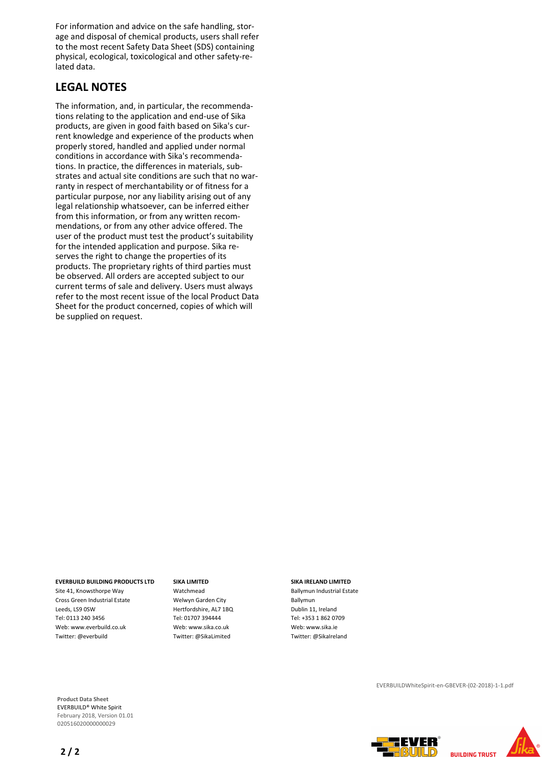For information and advice on the safe handling, storage and disposal of chemical products, users shall refer to the most recent Safety Data Sheet (SDS) containing physical, ecological, toxicological and other safety-related data.

## LEGAL NOTES

The information, and, in particular, the recommendations relating to the application and end-use of Sika products, are given in good faith based on Sika's current knowledge and experience of the products when properly stored, handled and applied under normal conditions in accordance with Sika's recommendations. In practice, the differences in materials, substrates and actual site conditions are such that no warranty in respect of merchantability or of fitness for a particular purpose, nor any liability arising out of any legal relationship whatsoever, can be inferred either from this information, or from any written recommendations, or from any other advice offered. The user of the product must test the product's suitability for the intended application and purpose. Sika reserves the right to change the properties of its products. The proprietary rights of third parties must be observed. All orders are accepted subject to our current terms of sale and delivery. Users must always refer to the most recent issue of the local Product Data Sheet for the product concerned, copies of which will be supplied on request.

**EVERBUILD BUILDING PRODUCTS LTD**
Site 41, Knowsthorpe Way
Cross Green Industrial Estate
Leeds, LS9 0SW
Tel: 0113 240 3456
Web: www.everbuild.co.uk
Twitter: @everbuild

**SIKA LIMITED**
Watchmead
Welwyn Garden City
Hertfordshire, AL7 1BQ
Tel: 01707 394444
Web: www.sika.co.uk
Twitter: @SikaLimited

**SIKA IRELAND LIMITED**
Ballymun Industrial Estate
Ballymun
Dublin 11, Ireland
Tel: +353 1 862 0709
Web: www.sika.ie
Twitter: @SikaIreland

EVERBUILDWhiteSpirit-en-GBEVER-(02-2018)-1-1.pdf

**Product Data Sheet**
EVERBUILD® White Spirit
February 2018, Version 01.01
020516020000000029